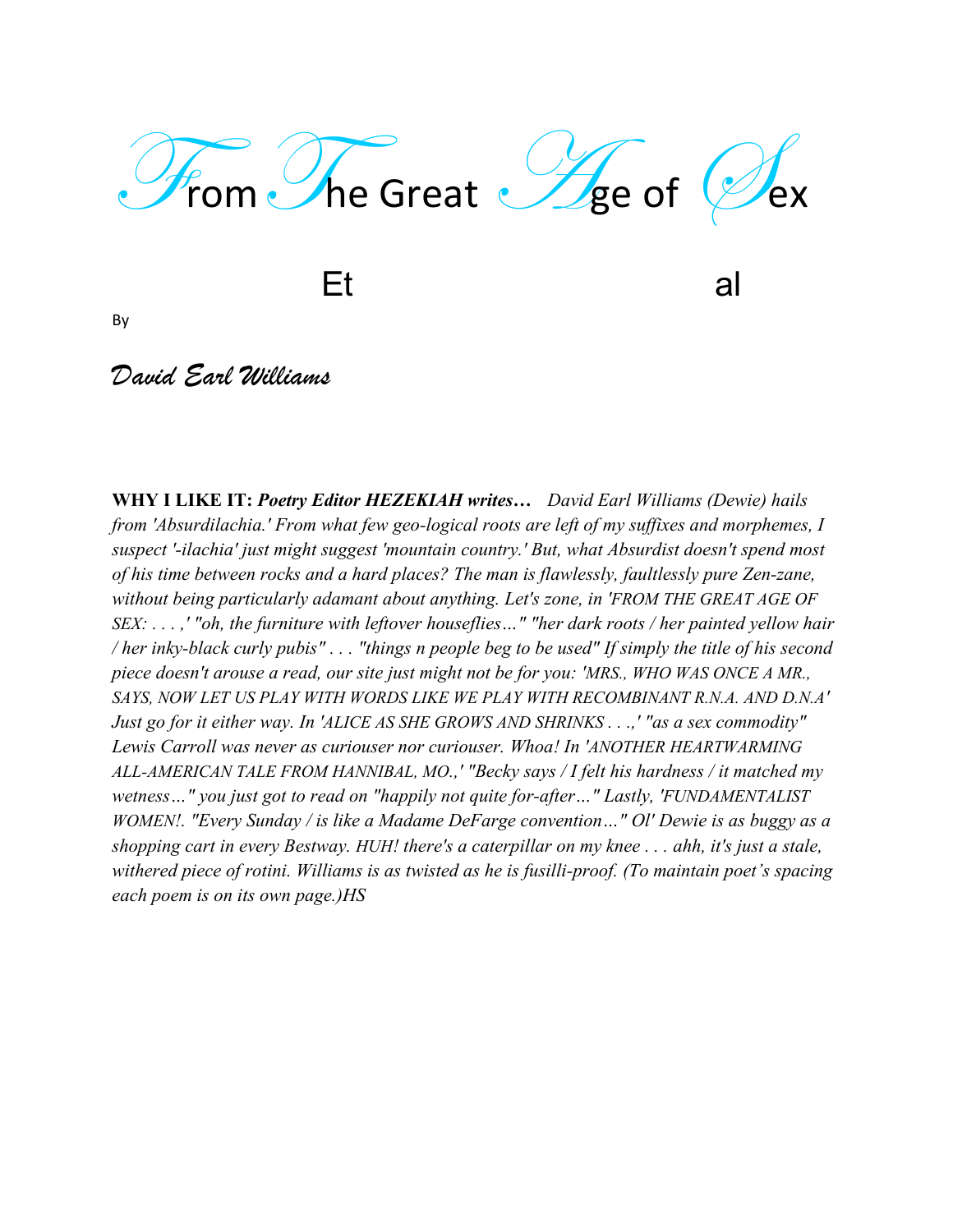# From The Great Age of Sex

Et al

By

*David Earl Williams*

**WHY I LIKE IT:** ***Poetry Editor HEZEKIAH writes…*** *David Earl Williams (Dewie) hails from 'Absurdilachia.' From what few geo-logical roots are left of my suffixes and morphemes, I suspect '-ilachia' just might suggest 'mountain country.' But, what Absurdist doesn't spend most of his time between rocks and a hard places? The man is flawlessly, faultlessly pure Zen-zane, without being particularly adamant about anything. Let's zone, in 'FROM THE GREAT AGE OF SEX: . . . ,' "oh, the furniture with leftover houseflies…" "her dark roots / her painted yellow hair / her inky-black curly pubis" . . . "things n people beg to be used" If simply the title of his second piece doesn't arouse a read, our site just might not be for you: 'MRS., WHO WAS ONCE A MR., SAYS, NOW LET US PLAY WITH WORDS LIKE WE PLAY WITH RECOMBINANT R.N.A. AND D.N.A' Just go for it either way. In 'ALICE AS SHE GROWS AND SHRINKS . . .,' "as a sex commodity" Lewis Carroll was never as curiouser nor curiouser. Whoa! In 'ANOTHER HEARTWARMING ALL-AMERICAN TALE FROM HANNIBAL, MO.,' "Becky says / I felt his hardness / it matched my wetness…" you just got to read on "happily not quite for-after…" Lastly, 'FUNDAMENTALIST WOMEN!. "Every Sunday / is like a Madame DeFarge convention…" Ol' Dewie is as buggy as a shopping cart in every Bestway. HUH! there's a caterpillar on my knee . . . ahh, it's just a stale, withered piece of rotini. Williams is as twisted as he is fusilli-proof. (To maintain poet's spacing each poem is on its own page.)HS*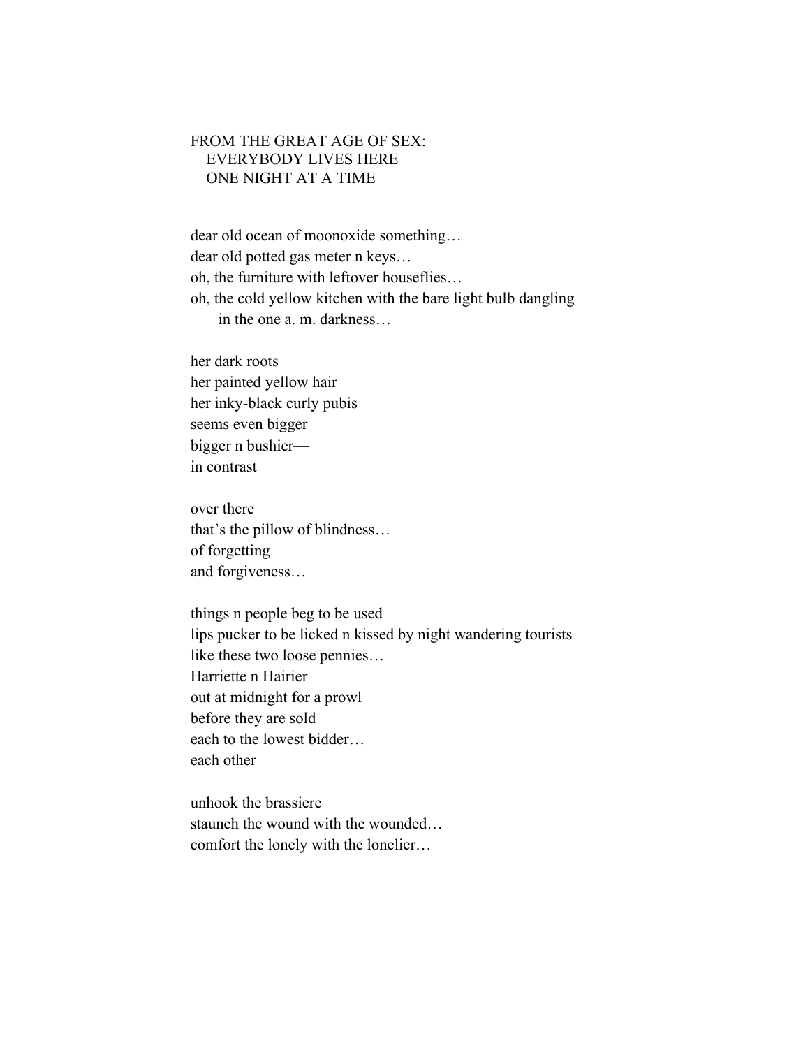FROM THE GREAT AGE OF SEX:
EVERYBODY LIVES HERE
ONE NIGHT AT A TIME

dear old ocean of moonoxide something…
dear old potted gas meter n keys…
oh, the furniture with leftover houseflies…
oh, the cold yellow kitchen with the bare light bulb dangling
in the one a. m. darkness…

her dark roots
her painted yellow hair
her inky-black curly pubis
seems even bigger—
bigger n bushier—
in contrast

over there
that's the pillow of blindness…
of forgetting
and forgiveness…

things n people beg to be used
lips pucker to be licked n kissed by night wandering tourists
like these two loose pennies…
Harriette n Hairier
out at midnight for a prowl
before they are sold
each to the lowest bidder…
each other

unhook the brassiere
staunch the wound with the wounded…
comfort the lonely with the lonelier…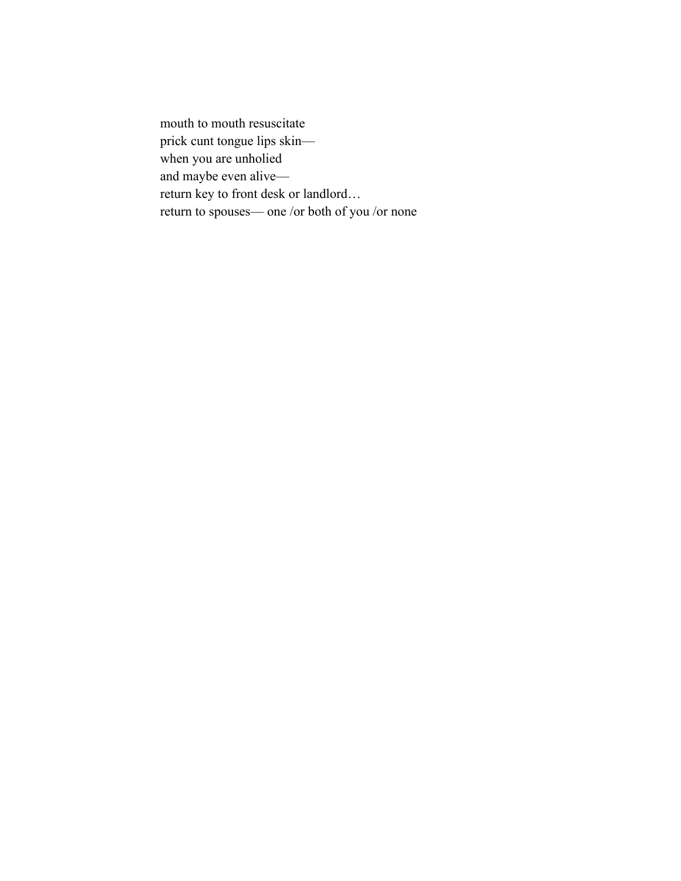mouth to mouth resuscitate
prick cunt tongue lips skin—
when you are unholied
and maybe even alive—
return key to front desk or landlord…
return to spouses— one /or both of you /or none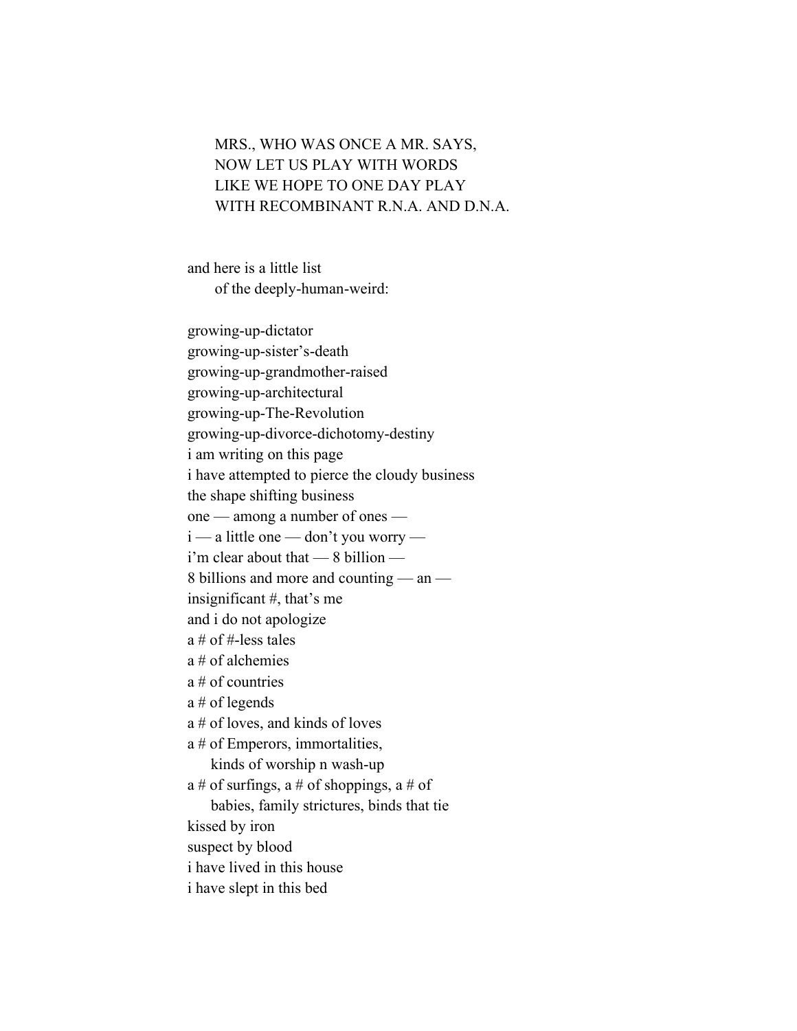MRS., WHO WAS ONCE A MR. SAYS,
NOW LET US PLAY WITH WORDS
LIKE WE HOPE TO ONE DAY PLAY
WITH RECOMBINANT R.N.A. AND D.N.A.

and here is a little list
    of the deeply-human-weird:

growing-up-dictator
growing-up-sister's-death
growing-up-grandmother-raised
growing-up-architectural
growing-up-The-Revolution
growing-up-divorce-dichotomy-destiny
i am writing on this page
i have attempted to pierce the cloudy business
the shape shifting business
one — among a number of ones —
i — a little one — don't you worry —
i'm clear about that — 8 billion —
8 billions and more and counting — an —
insignificant #, that's me
and i do not apologize
a # of #-less tales
a # of alchemies
a # of countries
a # of legends
a # of loves, and kinds of loves
a # of Emperors, immortalities,
    kinds of worship n wash-up
a # of surfings, a # of shoppings, a # of
    babies, family strictures, binds that tie
kissed by iron
suspect by blood
i have lived in this house
i have slept in this bed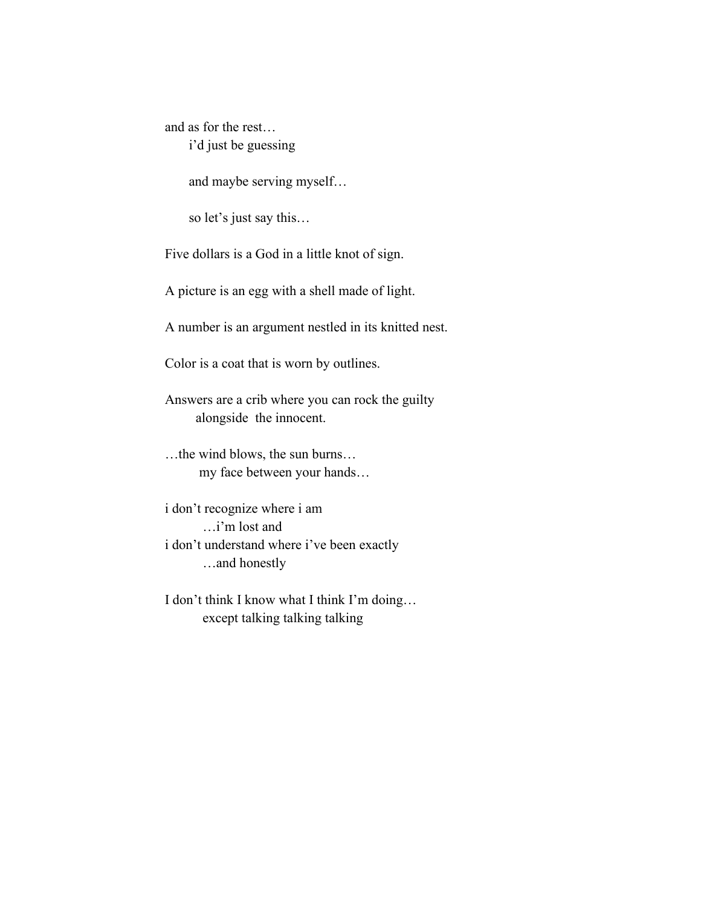and as for the rest…  
&nbsp;&nbsp;&nbsp;&nbsp;&nbsp;&nbsp;i'd just be guessing

&nbsp;&nbsp;&nbsp;&nbsp;&nbsp;&nbsp;and maybe serving myself…

&nbsp;&nbsp;&nbsp;&nbsp;&nbsp;&nbsp;so let's just say this…

Five dollars is a God in a little knot of sign.

A picture is an egg with a shell made of light.

A number is an argument nestled in its knitted nest.

Color is a coat that is worn by outlines.

Answers are a crib where you can rock the guilty  
&nbsp;&nbsp;&nbsp;&nbsp;&nbsp;&nbsp;&nbsp;&nbsp;alongside the innocent.

…the wind blows, the sun burns…  
&nbsp;&nbsp;&nbsp;&nbsp;&nbsp;&nbsp;&nbsp;&nbsp;my face between your hands…

i don't recognize where i am  
&nbsp;&nbsp;&nbsp;&nbsp;&nbsp;&nbsp;&nbsp;&nbsp;&nbsp;…i'm lost and  
i don't understand where i've been exactly  
&nbsp;&nbsp;&nbsp;&nbsp;&nbsp;&nbsp;&nbsp;&nbsp;&nbsp;…and honestly

I don't think I know what I think I'm doing…  
&nbsp;&nbsp;&nbsp;&nbsp;&nbsp;&nbsp;&nbsp;&nbsp;&nbsp;&nbsp;except talking talking talking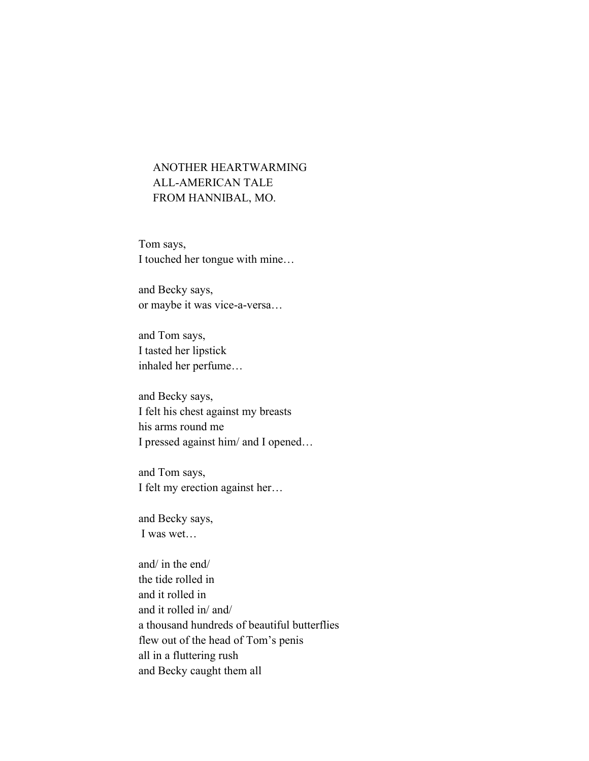# ANOTHER HEARTWARMING ALL-AMERICAN TALE FROM HANNIBAL, MO.

Tom says,  
I touched her tongue with mine…

and Becky says,  
or maybe it was vice-a-versa…

and Tom says,  
I tasted her lipstick  
inhaled her perfume…

and Becky says,  
I felt his chest against my breasts  
his arms round me  
I pressed against him/ and I opened…

and Tom says,  
I felt my erection against her…

and Becky says,  
I was wet…

and/ in the end/  
the tide rolled in  
and it rolled in  
and it rolled in/ and/  
a thousand hundreds of beautiful butterflies  
flew out of the head of Tom's penis  
all in a fluttering rush  
and Becky caught them all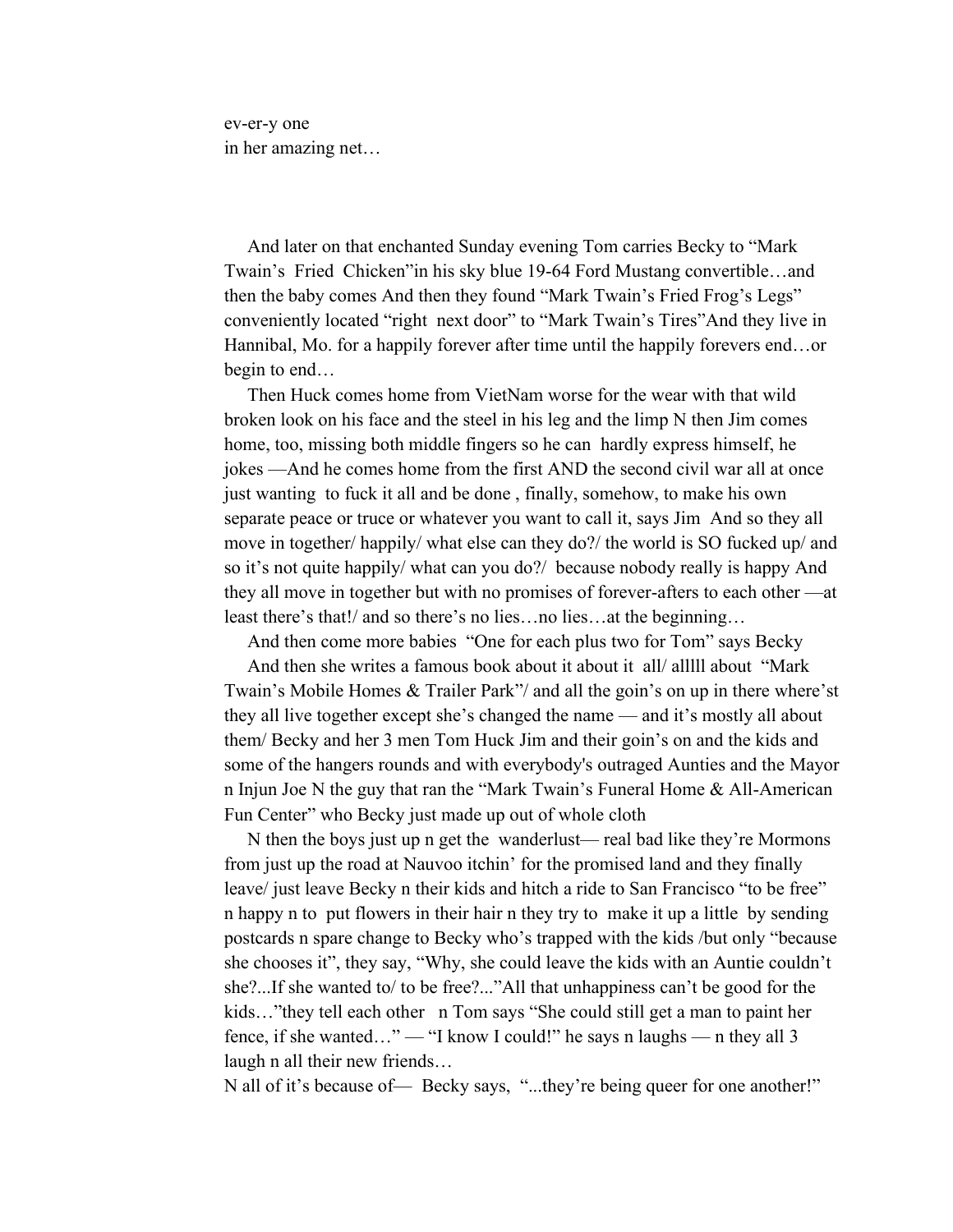ev-er-y one
in her amazing net…

And later on that enchanted Sunday evening Tom carries Becky to "Mark Twain's Fried Chicken"in his sky blue 19-64 Ford Mustang convertible…and then the baby comes And then they found "Mark Twain's Fried Frog's Legs" conveniently located "right next door" to "Mark Twain's Tires"And they live in Hannibal, Mo. for a happily forever after time until the happily forevers end…or begin to end…

Then Huck comes home from VietNam worse for the wear with that wild broken look on his face and the steel in his leg and the limp N then Jim comes home, too, missing both middle fingers so he can hardly express himself, he jokes —And he comes home from the first AND the second civil war all at once just wanting to fuck it all and be done , finally, somehow, to make his own separate peace or truce or whatever you want to call it, says Jim And so they all move in together/ happily/ what else can they do?/ the world is SO fucked up/ and so it's not quite happily/ what can you do?/ because nobody really is happy And they all move in together but with no promises of forever-afters to each other —at least there's that!/ and so there's no lies…no lies…at the beginning…

And then come more babies "One for each plus two for Tom" says Becky

And then she writes a famous book about it about it all/ alllll about "Mark Twain's Mobile Homes & Trailer Park"/ and all the goin's on up in there where'st they all live together except she's changed the name — and it's mostly all about them/ Becky and her 3 men Tom Huck Jim and their goin's on and the kids and some of the hangers rounds and with everybody's outraged Aunties and the Mayor n Injun Joe N the guy that ran the "Mark Twain's Funeral Home & All-American Fun Center" who Becky just made up out of whole cloth

N then the boys just up n get the wanderlust— real bad like they're Mormons from just up the road at Nauvoo itchin' for the promised land and they finally leave/ just leave Becky n their kids and hitch a ride to San Francisco "to be free" n happy n to put flowers in their hair n they try to make it up a little by sending postcards n spare change to Becky who's trapped with the kids /but only "because she chooses it", they say, "Why, she could leave the kids with an Auntie couldn't she?...If she wanted to/ to be free?..."All that unhappiness can't be good for the kids…"they tell each other n Tom says "She could still get a man to paint her fence, if she wanted…" — "I know I could!" he says n laughs — n they all 3 laugh n all their new friends…

N all of it's because of— Becky says, "...they're being queer for one another!"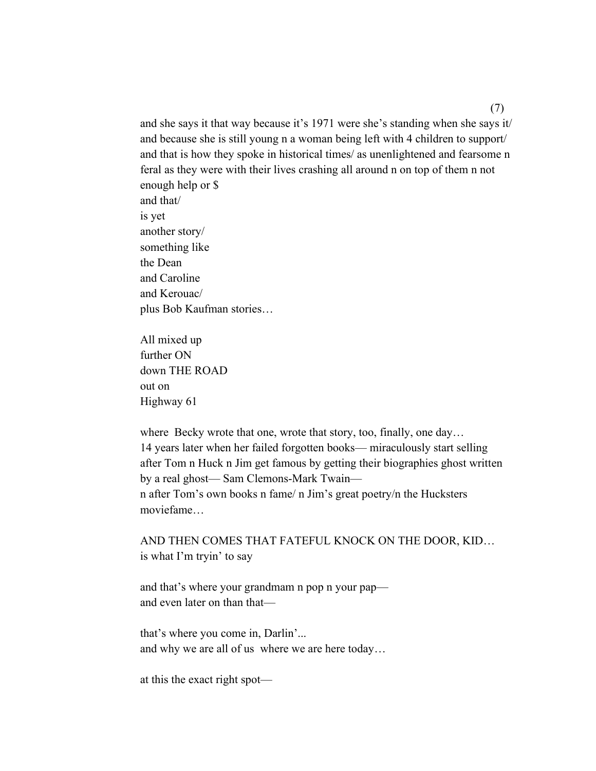and she says it that way because it's 1971 were she's standing when she says it/
and because she is still young n a woman being left with 4 children to support/
and that is how they spoke in historical times/ as unenlightened and fearsome n
feral as they were with their lives crashing all around n on top of them n not
enough help or $
and that/
is yet
another story/
something like
the Dean
and Caroline
and Kerouac/
plus Bob Kaufman stories…

All mixed up
further ON
down THE ROAD
out on
Highway 61

where Becky wrote that one, wrote that story, too, finally, one day…
14 years later when her failed forgotten books— miraculously start selling
after Tom n Huck n Jim get famous by getting their biographies ghost written
by a real ghost— Sam Clemons-Mark Twain—
n after Tom's own books n fame/ n Jim's great poetry/n the Hucksters
moviefame…

AND THEN COMES THAT FATEFUL KNOCK ON THE DOOR, KID…
is what I'm tryin' to say

and that's where your grandmam n pop n your pap—
and even later on than that—

that's where you come in, Darlin'...
and why we are all of us where we are here today…

at this the exact right spot—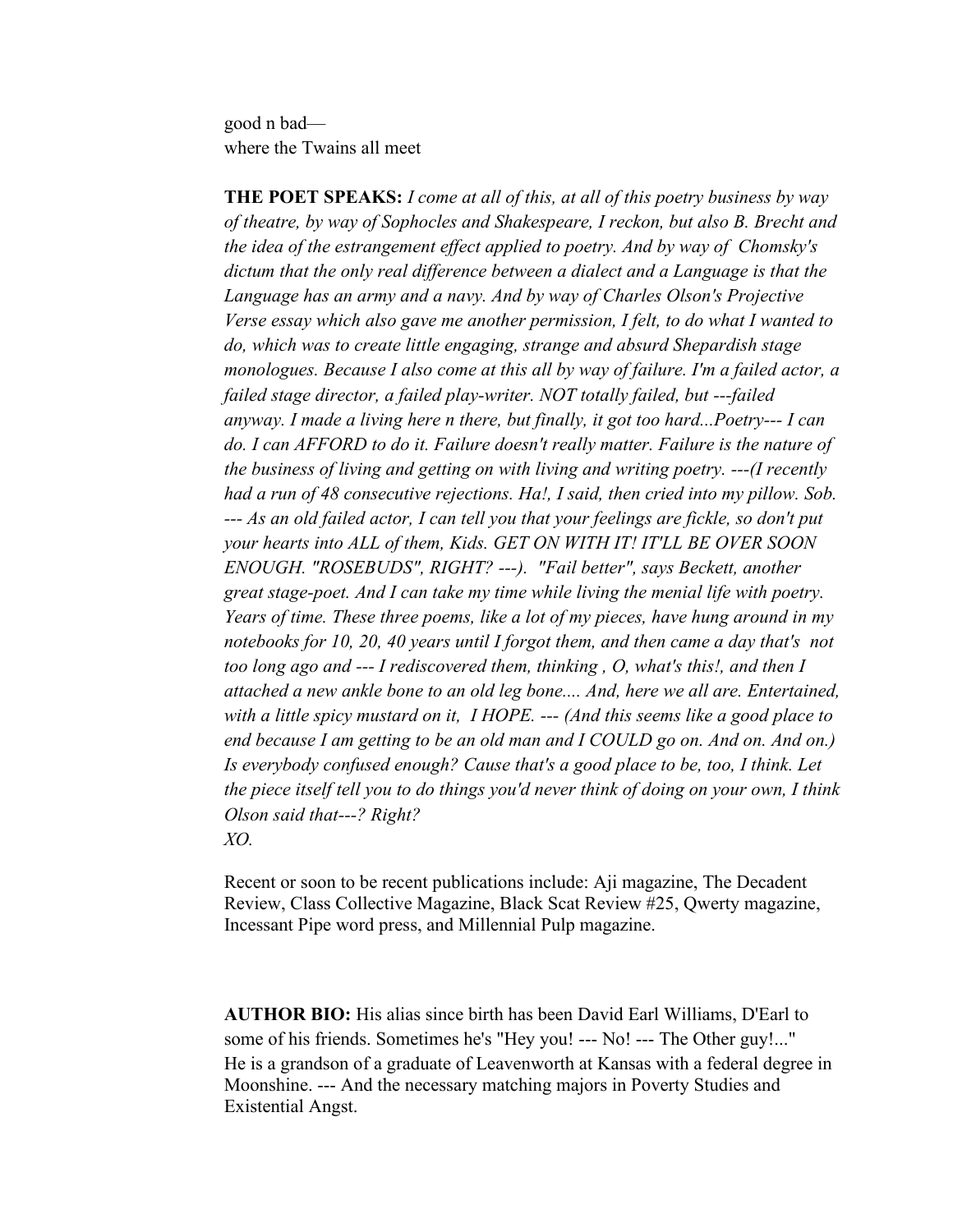good n bad—
where the Twains all meet

**THE POET SPEAKS:** *I come at all of this, at all of this poetry business by way of theatre, by way of Sophocles and Shakespeare, I reckon, but also B. Brecht and the idea of the estrangement effect applied to poetry. And by way of Chomsky's dictum that the only real difference between a dialect and a Language is that the Language has an army and a navy. And by way of Charles Olson's Projective Verse essay which also gave me another permission, I felt, to do what I wanted to do, which was to create little engaging, strange and absurd Shepardish stage monologues. Because I also come at this all by way of failure. I'm a failed actor, a failed stage director, a failed play-writer. NOT totally failed, but ---failed anyway. I made a living here n there, but finally, it got too hard...Poetry--- I can do. I can AFFORD to do it. Failure doesn't really matter. Failure is the nature of the business of living and getting on with living and writing poetry. ---(I recently had a run of 48 consecutive rejections. Ha!, I said, then cried into my pillow. Sob. --- As an old failed actor, I can tell you that your feelings are fickle, so don't put your hearts into ALL of them, Kids. GET ON WITH IT! IT'LL BE OVER SOON ENOUGH. "ROSEBUDS", RIGHT? ---). "Fail better", says Beckett, another great stage-poet. And I can take my time while living the menial life with poetry. Years of time. These three poems, like a lot of my pieces, have hung around in my notebooks for 10, 20, 40 years until I forgot them, and then came a day that's not too long ago and --- I rediscovered them, thinking , O, what's this!, and then I attached a new ankle bone to an old leg bone.... And, here we all are. Entertained, with a little spicy mustard on it, I HOPE. --- (And this seems like a good place to end because I am getting to be an old man and I COULD go on. And on. And on.) Is everybody confused enough? Cause that's a good place to be, too, I think. Let the piece itself tell you to do things you'd never think of doing on your own, I think Olson said that---? Right?*
*XO.*

Recent or soon to be recent publications include: Aji magazine, The Decadent Review, Class Collective Magazine, Black Scat Review #25, Qwerty magazine, Incessant Pipe word press, and Millennial Pulp magazine.

**AUTHOR BIO:** His alias since birth has been David Earl Williams, D'Earl to some of his friends. Sometimes he's "Hey you! --- No! --- The Other guy!..." He is a grandson of a graduate of Leavenworth at Kansas with a federal degree in Moonshine. --- And the necessary matching majors in Poverty Studies and Existential Angst.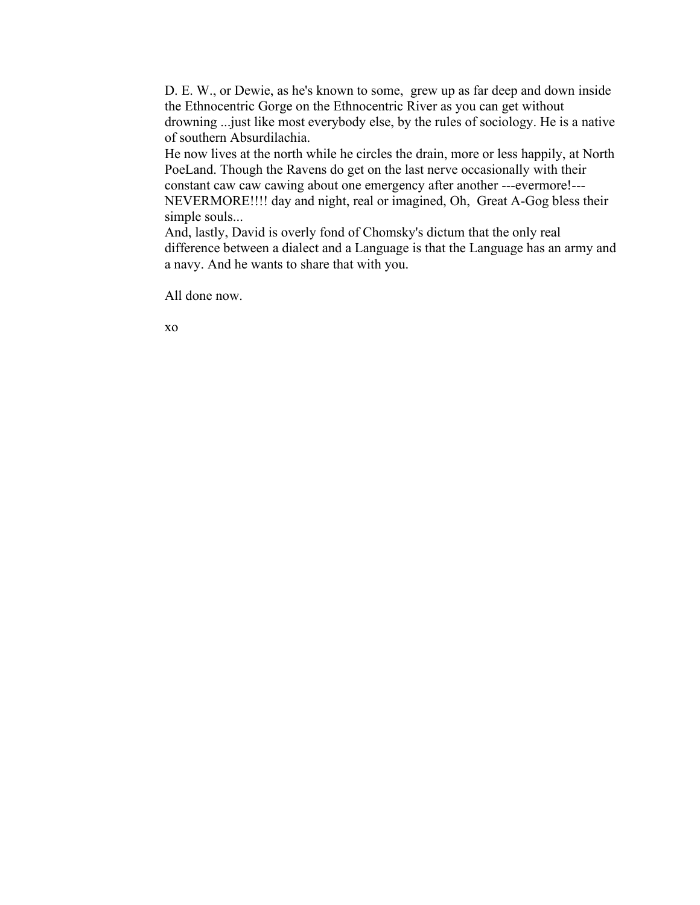D. E. W., or Dewie, as he's known to some, grew up as far deep and down inside the Ethnocentric Gorge on the Ethnocentric River as you can get without drowning ...just like most everybody else, by the rules of sociology. He is a native of southern Absurdilachia.

He now lives at the north while he circles the drain, more or less happily, at North PoeLand. Though the Ravens do get on the last nerve occasionally with their constant caw caw cawing about one emergency after another ---evermore!---NEVERMORE!!!! day and night, real or imagined, Oh, Great A-Gog bless their simple souls...

And, lastly, David is overly fond of Chomsky's dictum that the only real difference between a dialect and a Language is that the Language has an army and a navy. And he wants to share that with you.

All done now.

xo